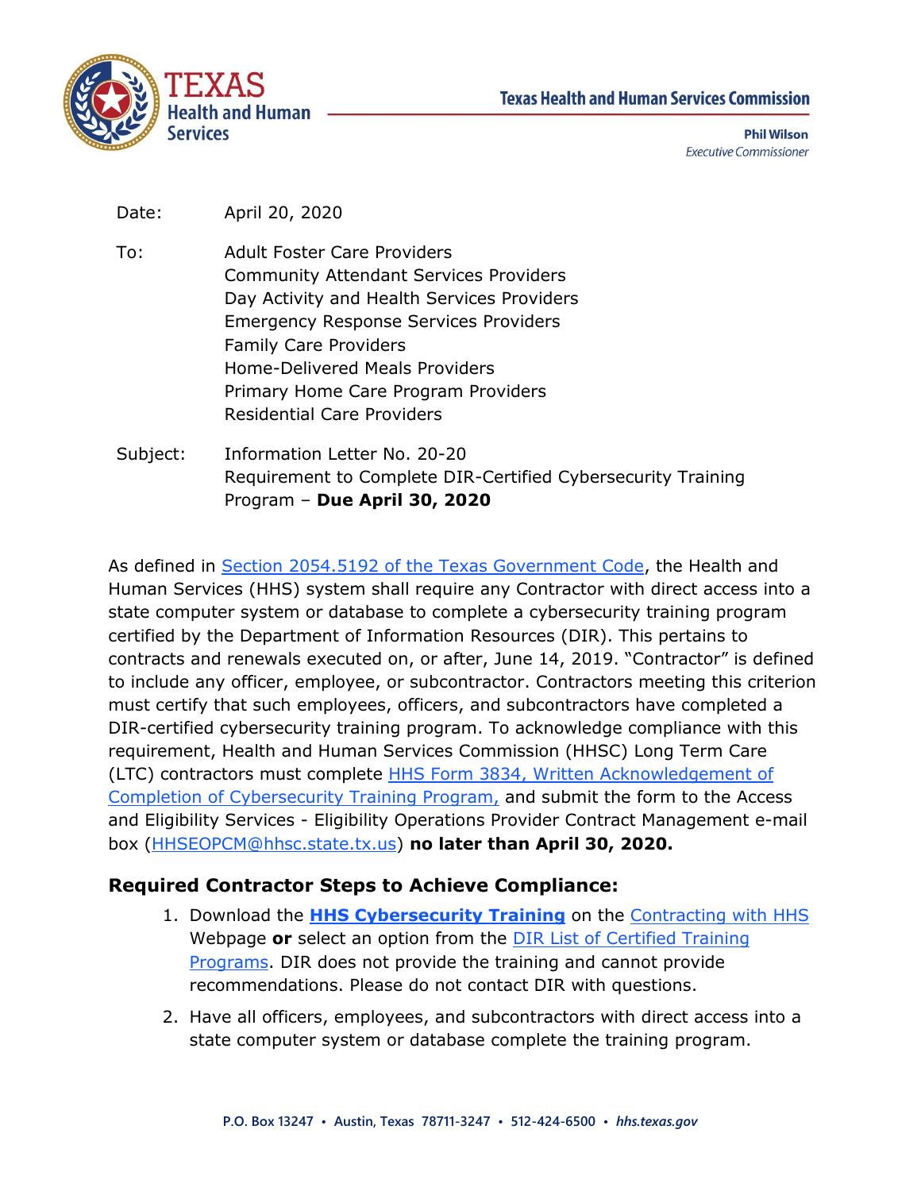**Texas Health and Human Services Commission**

**Phil Wilson**
*Executive Commissioner*

Date: April 20, 2020

To: Adult Foster Care Providers
Community Attendant Services Providers
Day Activity and Health Services Providers
Emergency Response Services Providers
Family Care Providers
Home-Delivered Meals Providers
Primary Home Care Program Providers
Residential Care Providers

Subject: Information Letter No. 20-20
Requirement to Complete DIR-Certified Cybersecurity Training Program – **Due April 30, 2020**

As defined in Section 2054.5192 of the Texas Government Code, the Health and Human Services (HHS) system shall require any Contractor with direct access into a state computer system or database to complete a cybersecurity training program certified by the Department of Information Resources (DIR). This pertains to contracts and renewals executed on, or after, June 14, 2019. "Contractor" is defined to include any officer, employee, or subcontractor. Contractors meeting this criterion must certify that such employees, officers, and subcontractors have completed a DIR-certified cybersecurity training program. To acknowledge compliance with this requirement, Health and Human Services Commission (HHSC) Long Term Care (LTC) contractors must complete HHS Form 3834, Written Acknowledgement of Completion of Cybersecurity Training Program, and submit the form to the Access and Eligibility Services - Eligibility Operations Provider Contract Management e-mail box (HHSEOPCM@hhsc.state.tx.us) **no later than April 30, 2020.**

### Required Contractor Steps to Achieve Compliance:

1. Download the **HHS Cybersecurity Training** on the Contracting with HHS Webpage **or** select an option from the DIR List of Certified Training Programs. DIR does not provide the training and cannot provide recommendations. Please do not contact DIR with questions.
2. Have all officers, employees, and subcontractors with direct access into a state computer system or database complete the training program.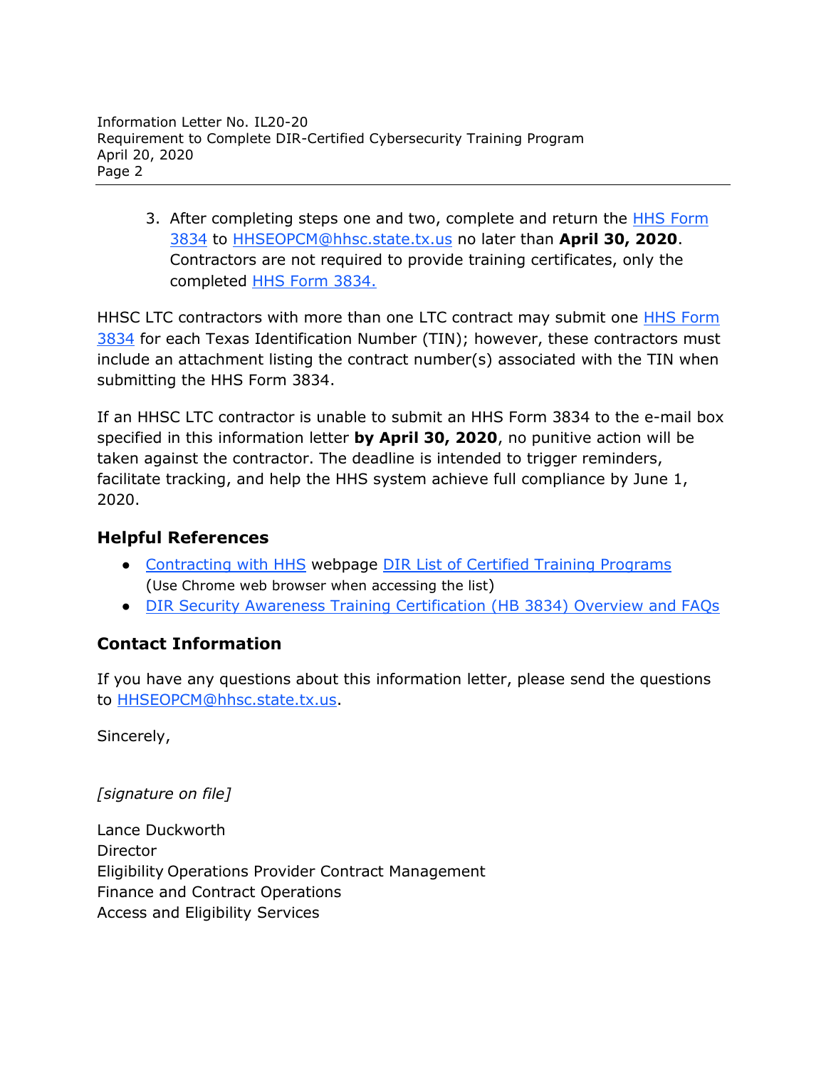3. After completing steps one and two, complete and return the HHS Form 3834 to HHSEOPCM@hhsc.state.tx.us no later than **April 30, 2020**. Contractors are not required to provide training certificates, only the completed HHS Form 3834.

HHSC LTC contractors with more than one LTC contract may submit one HHS Form 3834 for each Texas Identification Number (TIN); however, these contractors must include an attachment listing the contract number(s) associated with the TIN when submitting the HHS Form 3834.

If an HHSC LTC contractor is unable to submit an HHS Form 3834 to the e-mail box specified in this information letter **by April 30, 2020**, no punitive action will be taken against the contractor. The deadline is intended to trigger reminders, facilitate tracking, and help the HHS system achieve full compliance by June 1, 2020.

## Helpful References

- Contracting with HHS webpage DIR List of Certified Training Programs (Use Chrome web browser when accessing the list)
- DIR Security Awareness Training Certification (HB 3834) Overview and FAQs

## Contact Information

If you have any questions about this information letter, please send the questions to HHSEOPCM@hhsc.state.tx.us.

Sincerely,

*[signature on file]*

Lance Duckworth
Director
Eligibility Operations Provider Contract Management
Finance and Contract Operations
Access and Eligibility Services